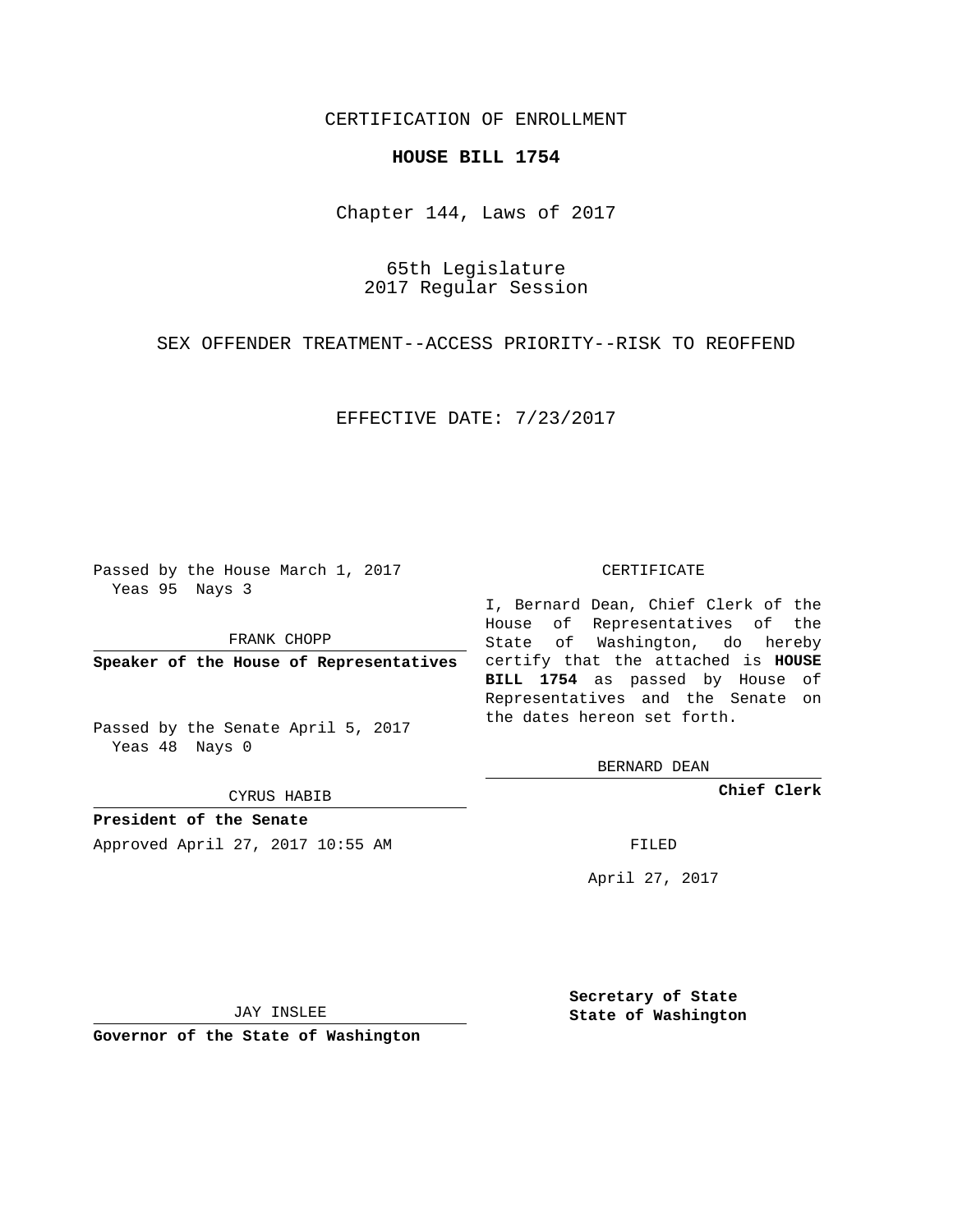CERTIFICATION OF ENROLLMENT

# HOUSE BILL 1754

Chapter 144, Laws of 2017

65th Legislature
2017 Regular Session

SEX OFFENDER TREATMENT--ACCESS PRIORITY--RISK TO REOFFEND

EFFECTIVE DATE: 7/23/2017

Passed by the House March 1, 2017
Yeas 95 Nays 3

FRANK CHOPP

**Speaker of the House of Representatives**

Passed by the Senate April 5, 2017
Yeas 48 Nays 0

CYRUS HABIB

**President of the Senate**

Approved April 27, 2017 10:55 AM

JAY INSLEE

**Governor of the State of Washington**

CERTIFICATE

I, Bernard Dean, Chief Clerk of the House of Representatives of the State of Washington, do hereby certify that the attached is **HOUSE BILL 1754** as passed by House of Representatives and the Senate on the dates hereon set forth.

BERNARD DEAN

**Chief Clerk**

FILED

April 27, 2017

**Secretary of State**
**State of Washington**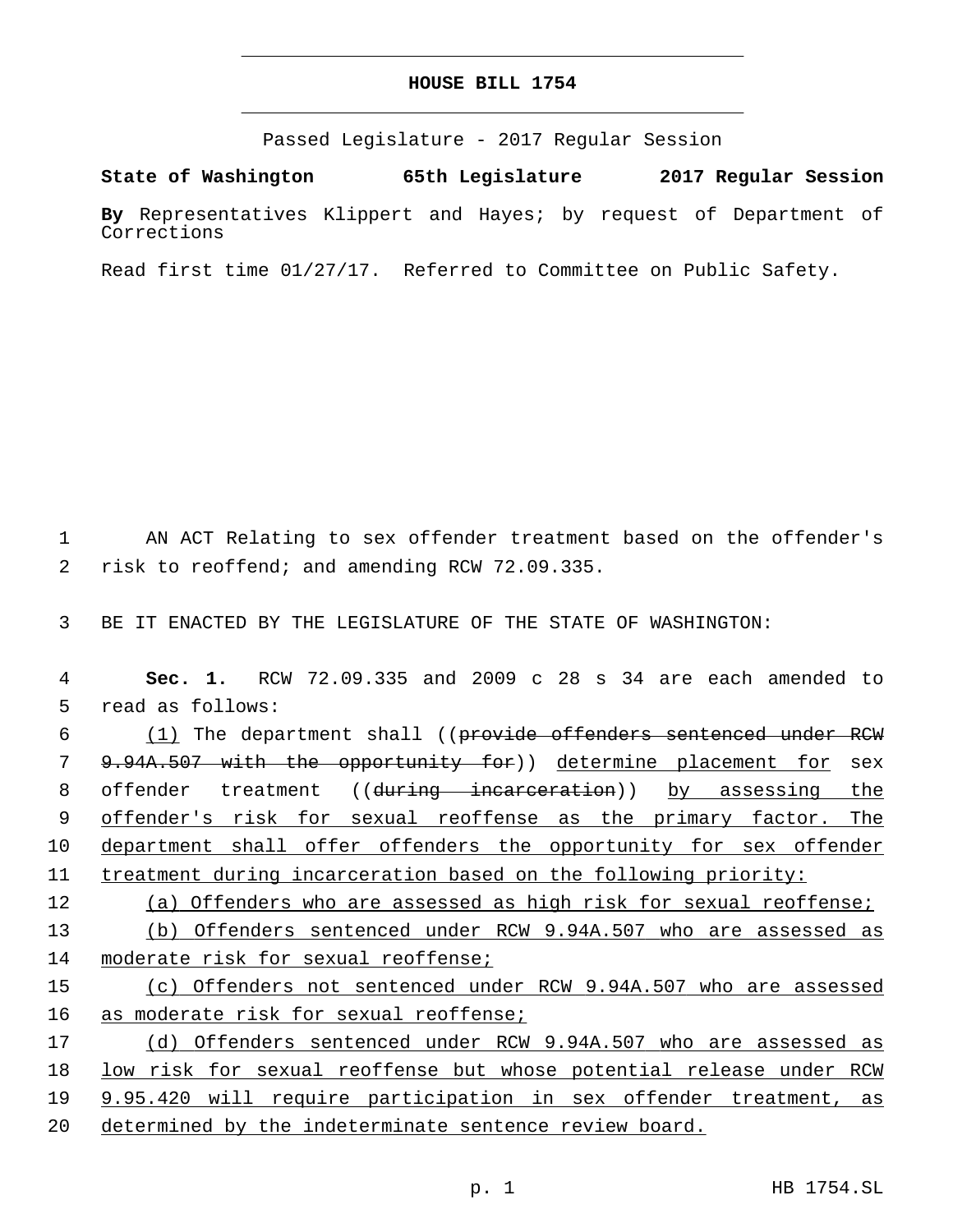# HOUSE BILL 1754

Passed Legislature - 2017 Regular Session

**State of Washington 65th Legislature 2017 Regular Session**

**By** Representatives Klippert and Hayes; by request of Department of Corrections

Read first time 01/27/17. Referred to Committee on Public Safety.

AN ACT Relating to sex offender treatment based on the offender's risk to reoffend; and amending RCW 72.09.335.

BE IT ENACTED BY THE LEGISLATURE OF THE STATE OF WASHINGTON:

**Sec. 1.** RCW 72.09.335 and 2009 c 28 s 34 are each amended to read as follows:

<u>(1)</u> The department shall ((~~provide offenders sentenced under RCW 9.94A.507 with the opportunity for~~)) <u>determine placement for</u> sex offender treatment ((~~during incarceration~~)) <u>by assessing the offender's risk for sexual reoffense as the primary factor. The department shall offer offenders the opportunity for sex offender treatment during incarceration based on the following priority:</u>

<u>(a) Offenders who are assessed as high risk for sexual reoffense;</u>

<u>(b) Offenders sentenced under RCW 9.94A.507 who are assessed as moderate risk for sexual reoffense;</u>

<u>(c) Offenders not sentenced under RCW 9.94A.507 who are assessed as moderate risk for sexual reoffense;</u>

<u>(d) Offenders sentenced under RCW 9.94A.507 who are assessed as low risk for sexual reoffense but whose potential release under RCW 9.95.420 will require participation in sex offender treatment, as determined by the indeterminate sentence review board.</u>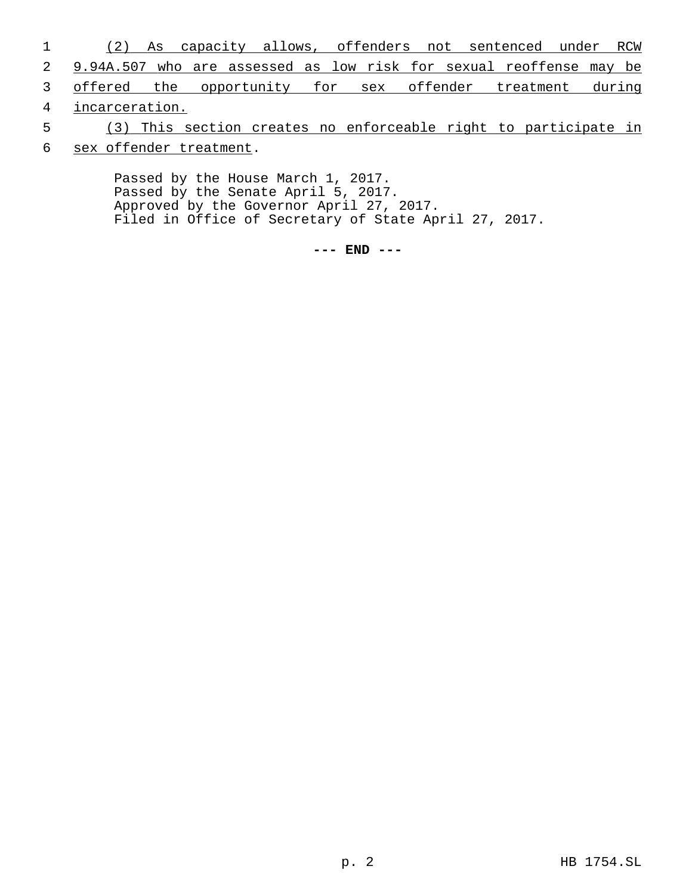(2) As capacity allows, offenders not sentenced under RCW 9.94A.507 who are assessed as low risk for sexual reoffense may be offered the opportunity for sex offender treatment during incarceration.

(3) This section creates no enforceable right to participate in sex offender treatment.

Passed by the House March 1, 2017.
Passed by the Senate April 5, 2017.
Approved by the Governor April 27, 2017.
Filed in Office of Secretary of State April 27, 2017.

**--- END ---**